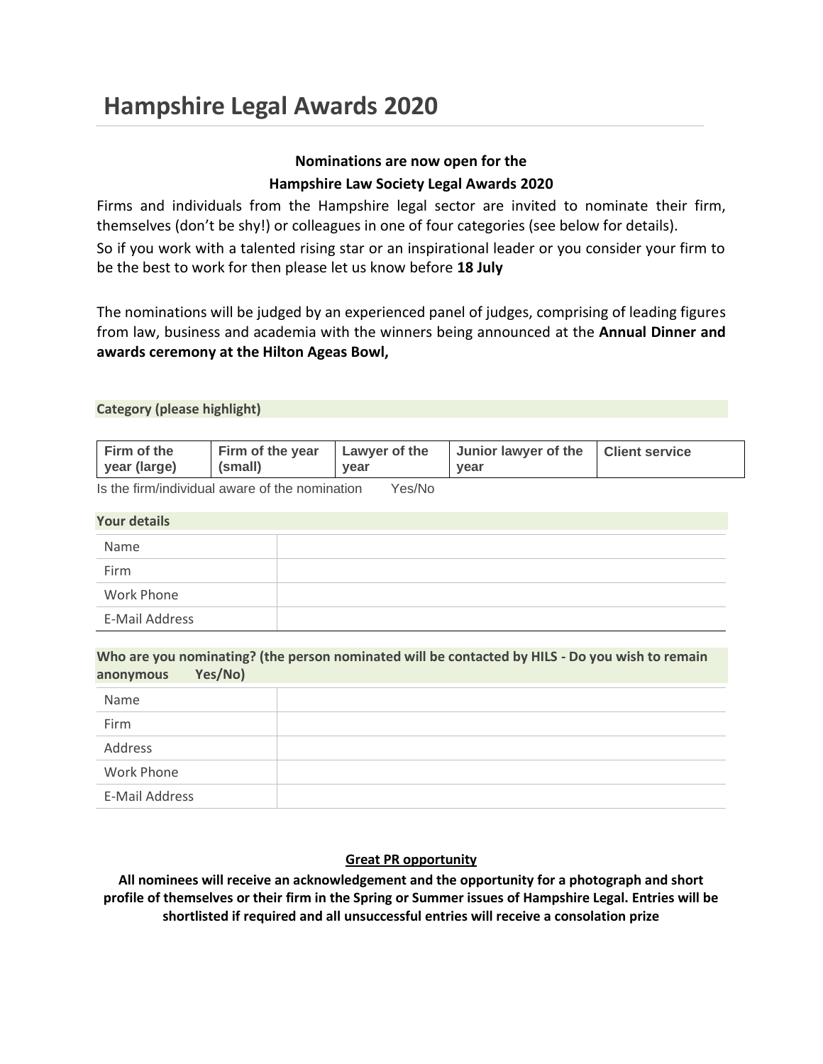# Hampshire Legal Awards 2020

**Nominations are now open for the**
**Hampshire Law Society Legal Awards 2020**

Firms and individuals from the Hampshire legal sector are invited to nominate their firm, themselves (don't be shy!) or colleagues in one of four categories (see below for details).

So if you work with a talented rising star or an inspirational leader or you consider your firm to be the best to work for then please let us know before **18 July**

The nominations will be judged by an experienced panel of judges, comprising of leading figures from law, business and academia with the winners being announced at the **Annual Dinner and awards ceremony at the Hilton Ageas Bowl,**

**Category (please highlight)**

| Firm of the year (large) | Firm of the year (small) | Lawyer of the year | Junior lawyer of the year | Client service |
|---|---|---|---|---|

Is the firm/individual aware of the nomination Yes/No

**Your details**

| | |
|---|---|
| Name | |
| Firm | |
| Work Phone | |
| E-Mail Address | |

**Who are you nominating? (the person nominated will be contacted by HILS - Do you wish to remain anonymous Yes/No)**

| | |
|---|---|
| Name | |
| Firm | |
| Address | |
| Work Phone | |
| E-Mail Address | |

**Great PR opportunity**

**All nominees will receive an acknowledgement and the opportunity for a photograph and short profile of themselves or their firm in the Spring or Summer issues of Hampshire Legal. Entries will be shortlisted if required and all unsuccessful entries will receive a consolation prize**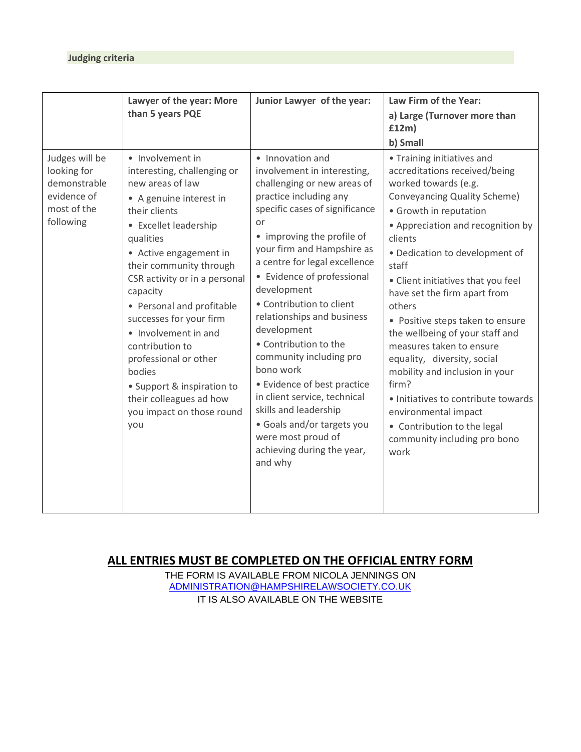## Judging criteria

| | Lawyer of the year: More than 5 years PQE | Junior Lawyer of the year: | Law Firm of the Year: a) Large (Turnover more than £12m) b) Small |
|---|---|---|---|
| Judges will be looking for demonstrable evidence of most of the following | • Involvement in interesting, challenging or new areas of law<br>• A genuine interest in their clients<br>• Excellet leadership qualities<br>• Active engagement in their community through CSR activity or in a personal capacity<br>• Personal and profitable successes for your firm<br>• Involvement in and contribution to professional or other bodies<br>• Support & inspiration to their colleagues ad how you impact on those round you | • Innovation and involvement in interesting, challenging or new areas of practice including any specific cases of significance or<br>• improving the profile of your firm and Hampshire as a centre for legal excellence<br>• Evidence of professional development<br>• Contribution to client relationships and business development<br>• Contribution to the community including pro bono work<br>• Evidence of best practice in client service, technical skills and leadership<br>• Goals and/or targets you were most proud of achieving during the year, and why | • Training initiatives and accreditations received/being worked towards (e.g. Conveyancing Quality Scheme)<br>• Growth in reputation<br>• Appreciation and recognition by clients<br>• Dedication to development of staff<br>• Client initiatives that you feel have set the firm apart from others<br>• Positive steps taken to ensure the wellbeing of your staff and measures taken to ensure equality, diversity, social mobility and inclusion in your firm?<br>• Initiatives to contribute towards environmental impact<br>• Contribution to the legal community including pro bono work |

**ALL ENTRIES MUST BE COMPLETED ON THE OFFICIAL ENTRY FORM**

THE FORM IS AVAILABLE FROM NICOLA JENNINGS ON
ADMINISTRATION@HAMPSHIRELAWSOCIETY.CO.UK
IT IS ALSO AVAILABLE ON THE WEBSITE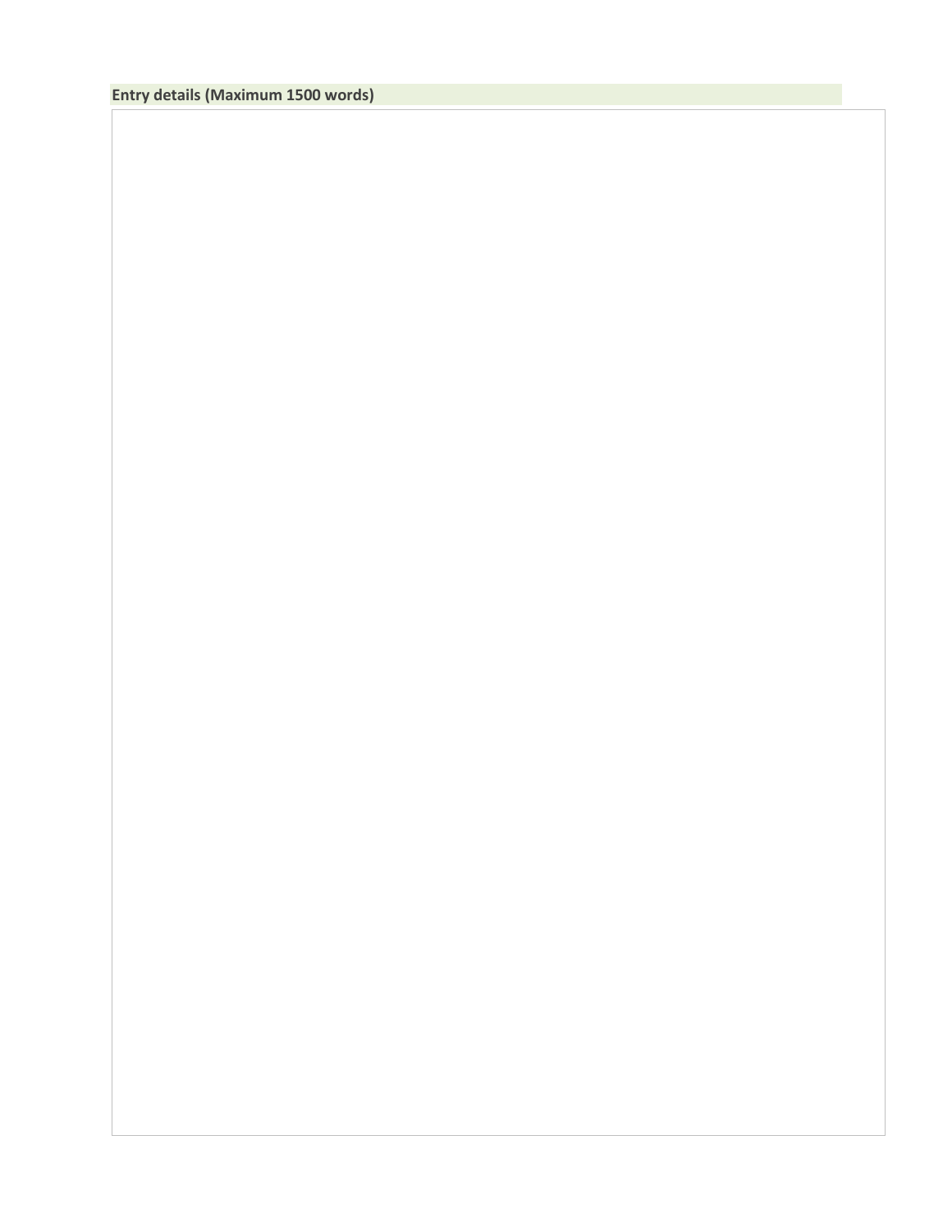**Entry details (Maximum 1500 words)**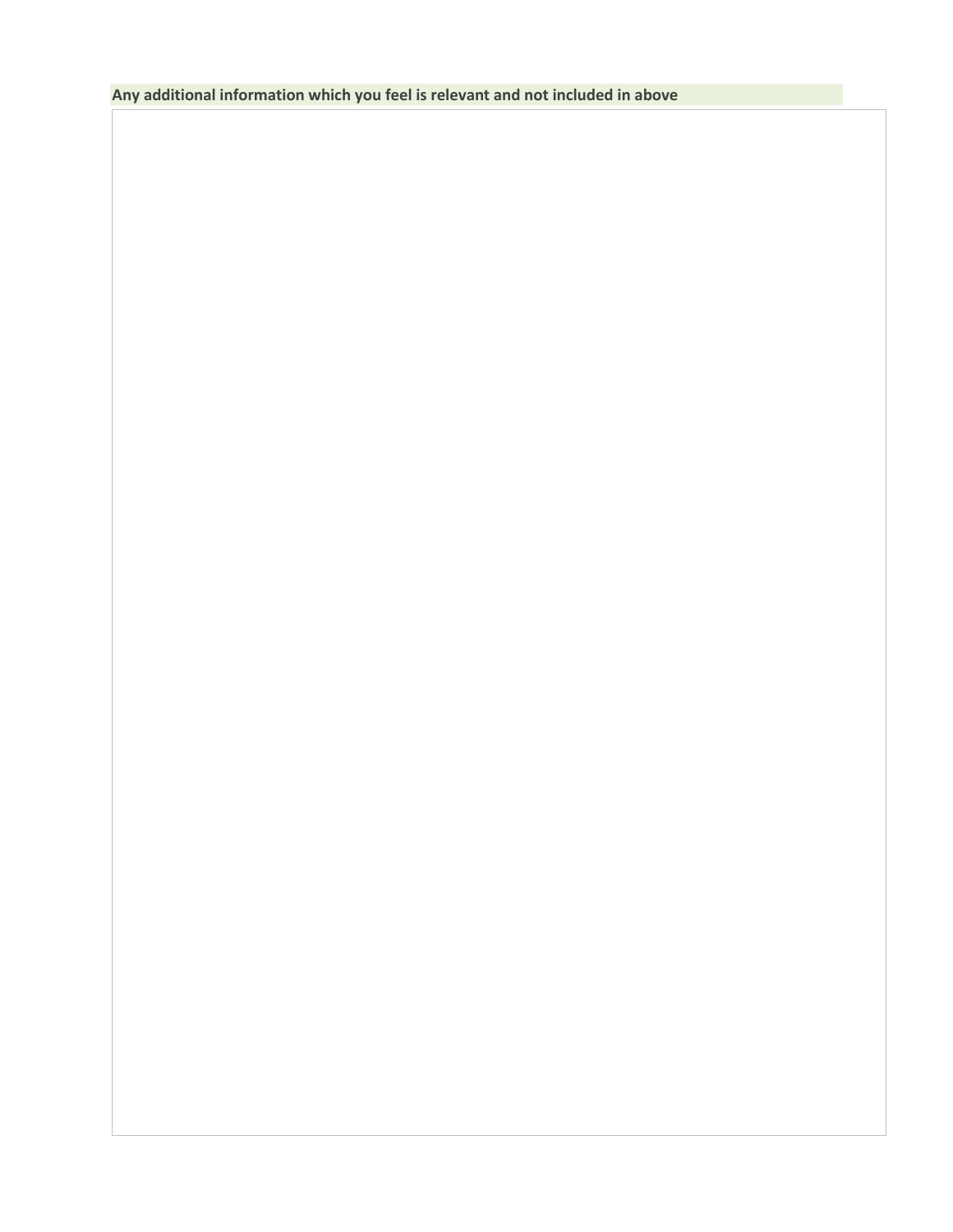**Any additional information which you feel is relevant and not included in above**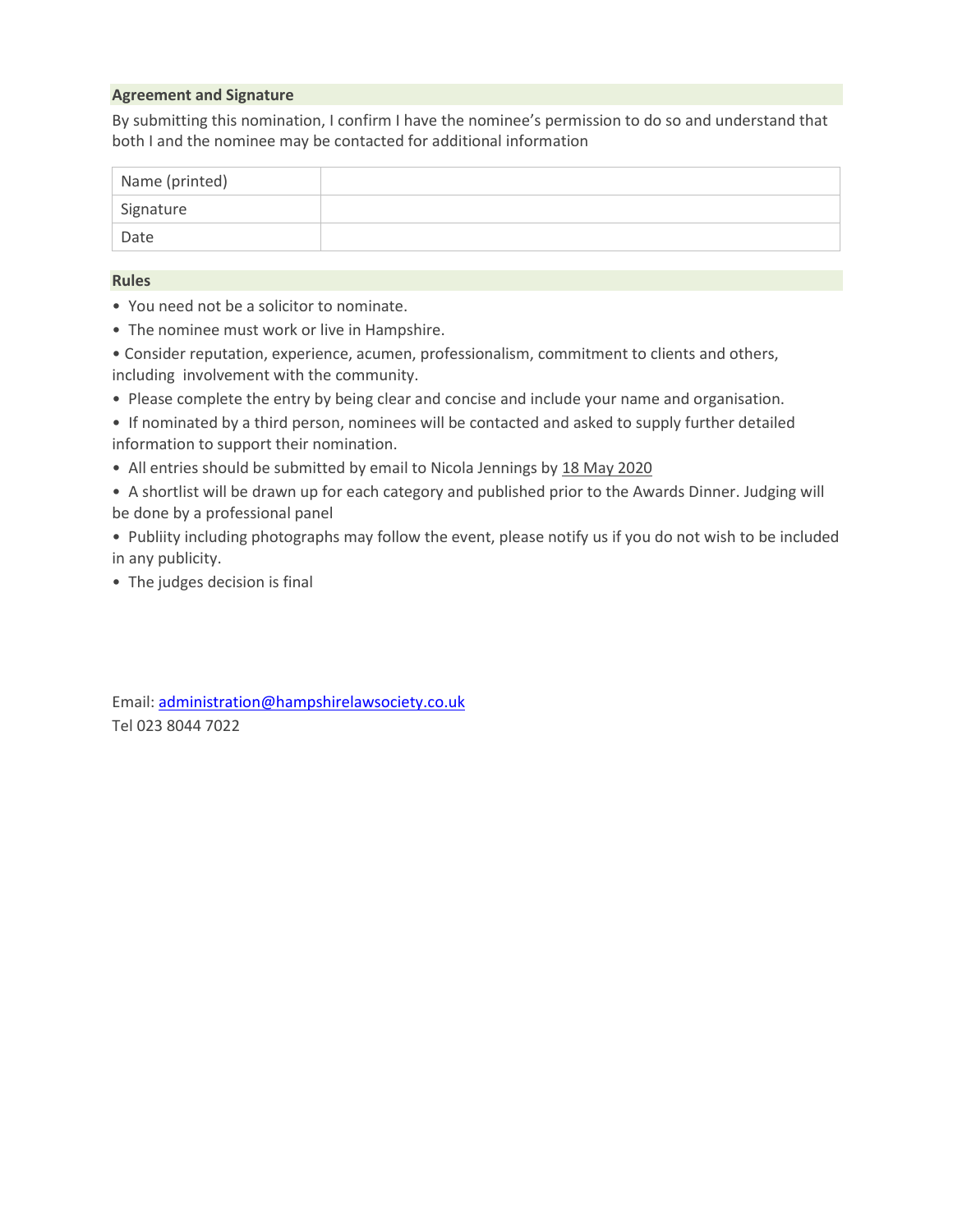## Agreement and Signature

By submitting this nomination, I confirm I have the nominee's permission to do so and understand that both I and the nominee may be contacted for additional information

| | |
|---|---|
| Name (printed) | |
| Signature | |
| Date | |

## Rules

- You need not be a solicitor to nominate.
- The nominee must work or live in Hampshire.
- Consider reputation, experience, acumen, professionalism, commitment to clients and others, including involvement with the community.
- Please complete the entry by being clear and concise and include your name and organisation.
- If nominated by a third person, nominees will be contacted and asked to supply further detailed information to support their nomination.
- All entries should be submitted by email to Nicola Jennings by 18 May 2020
- A shortlist will be drawn up for each category and published prior to the Awards Dinner. Judging will be done by a professional panel
- Publiity including photographs may follow the event, please notify us if you do not wish to be included in any publicity.
- The judges decision is final

Email: administration@hampshirelawsociety.co.uk
Tel 023 8044 7022